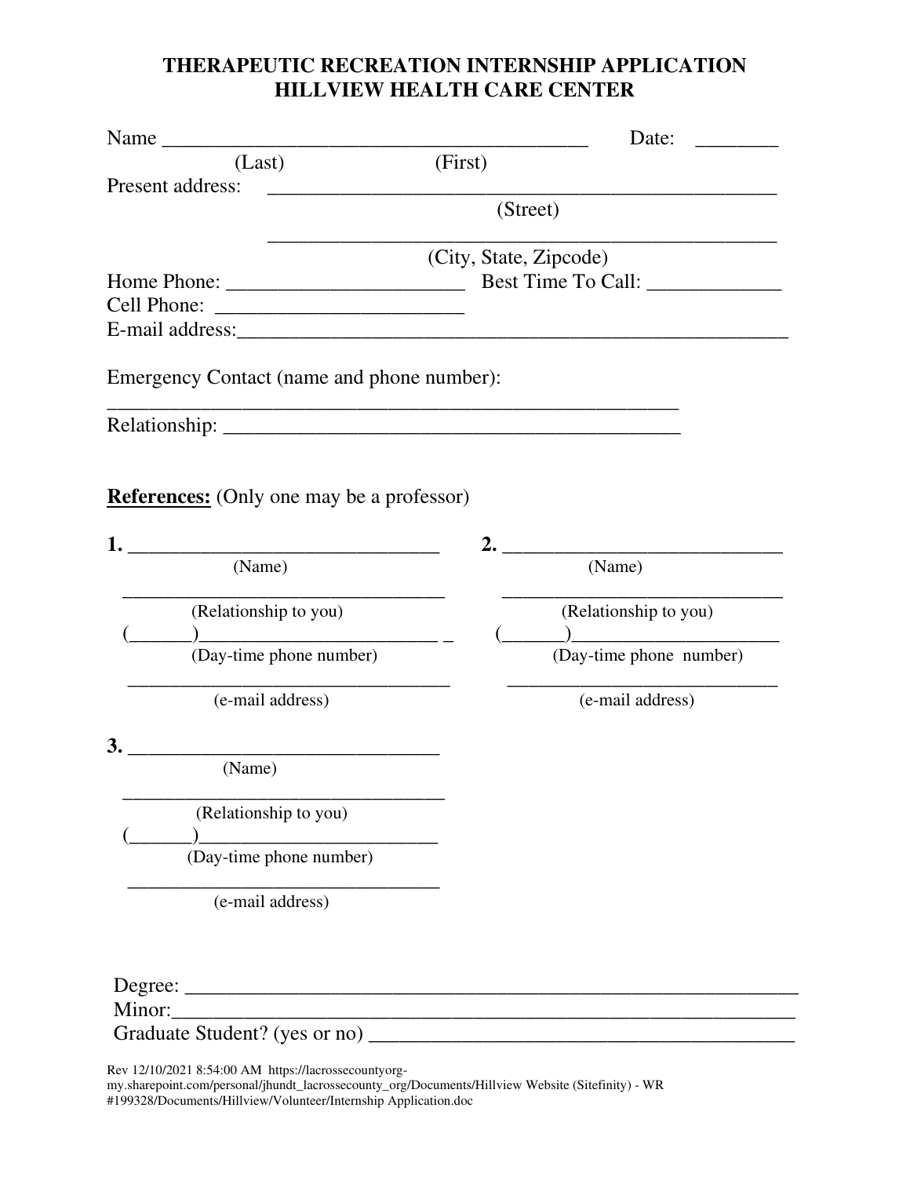# THERAPEUTIC RECREATION INTERNSHIP APPLICATION
# HILLVIEW HEALTH CARE CENTER

Name ________________________________________ Date: ________
(Last) (First)

Present address: ________________________________________________
(Street)

________________________________________________
(City, State, Zipcode)

Home Phone: ______________________ Best Time To Call: ____________

Cell Phone: ______________________

E-mail address: ______________________________________________________

Emergency Contact (name and phone number):

________________________________________________________

Relationship: ____________________________________________

**References:** (Only one may be a professor)

**1.** ______________________________
(Name)

________________________________
(Relationship to you)

(______)________________________
(Day-time phone number)

________________________________
(e-mail address)

**2.** ___________________________
(Name)

___________________________
(Relationship to you)

(______)____________________
(Day-time phone number)

___________________________
(e-mail address)

**3.** ______________________________
(Name)

________________________________
(Relationship to you)

(______)________________________
(Day-time phone number)

______________________________
(e-mail address)

Degree: _________________________________________________________

Minor: __________________________________________________________

Graduate Student? (yes or no) ________________________________________

Rev 12/10/2021 8:54:00 AM https://lacrossecountyorg-my.sharepoint.com/personal/jhundt_lacrossecounty_org/Documents/Hillview Website (Sitefinity) - WR #199328/Documents/Hillview/Volunteer/Internship Application.doc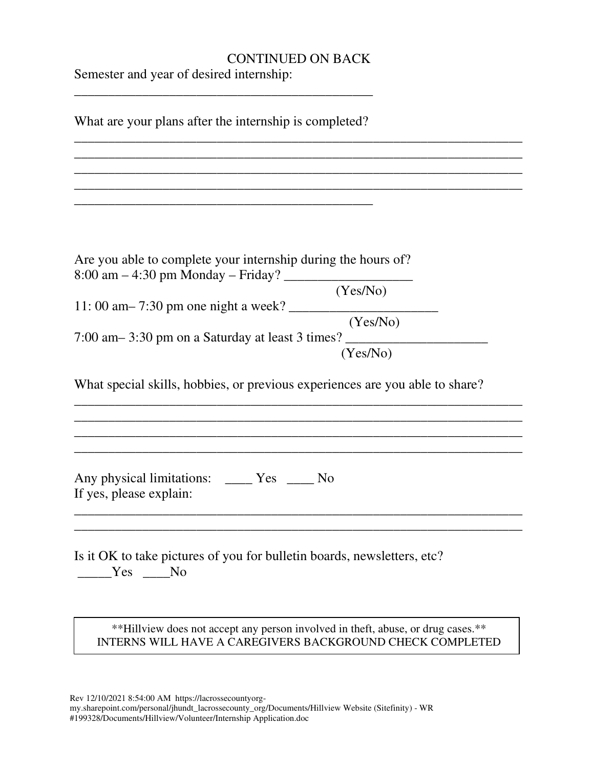CONTINUED ON BACK

Semester and year of desired internship:
_____________________________________________

What are your plans after the internship is completed?
_________________________________________________________________
_________________________________________________________________
_________________________________________________________________
_________________________________________________________________
_____________________________________________

Are you able to complete your internship during the hours of?

8:00 am – 4:30 pm Monday – Friday? __________________
(Yes/No)

11: 00 am– 7:30 pm one night a week? ______________________
(Yes/No)

7:00 am– 3:30 pm on a Saturday at least 3 times? _____________________
(Yes/No)

What special skills, hobbies, or previous experiences are you able to share?
_________________________________________________________________
_________________________________________________________________
_________________________________________________________________
_________________________________________________________________

Any physical limitations: ____ Yes ____ No

If yes, please explain:
_________________________________________________________________
_________________________________________________________________

Is it OK to take pictures of you for bulletin boards, newsletters, etc?
_____Yes ____No

**Hillview does not accept any person involved in theft, abuse, or drug cases.**
INTERNS WILL HAVE A CAREGIVERS BACKGROUND CHECK COMPLETED

Rev 12/10/2021 8:54:00 AM https://lacrossecountyorg-my.sharepoint.com/personal/jhundt_lacrossecounty_org/Documents/Hillview Website (Sitefinity) - WR #199328/Documents/Hillview/Volunteer/Internship Application.doc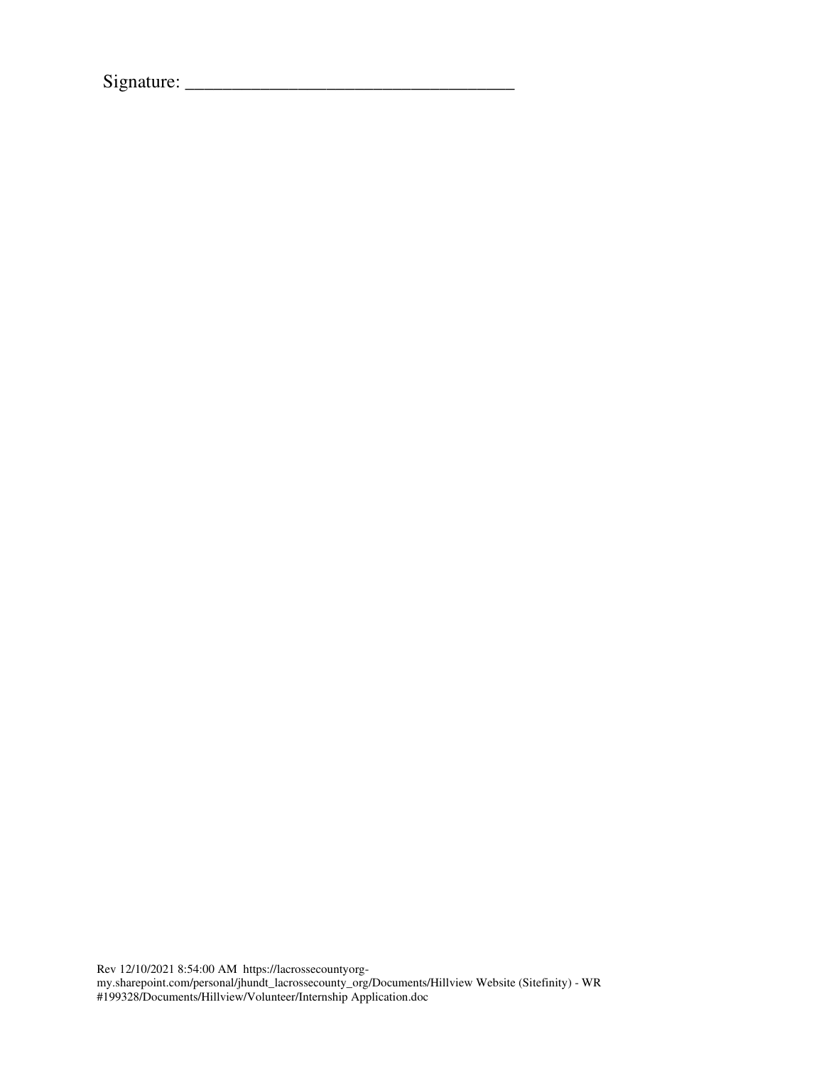Signature: ___________________________________